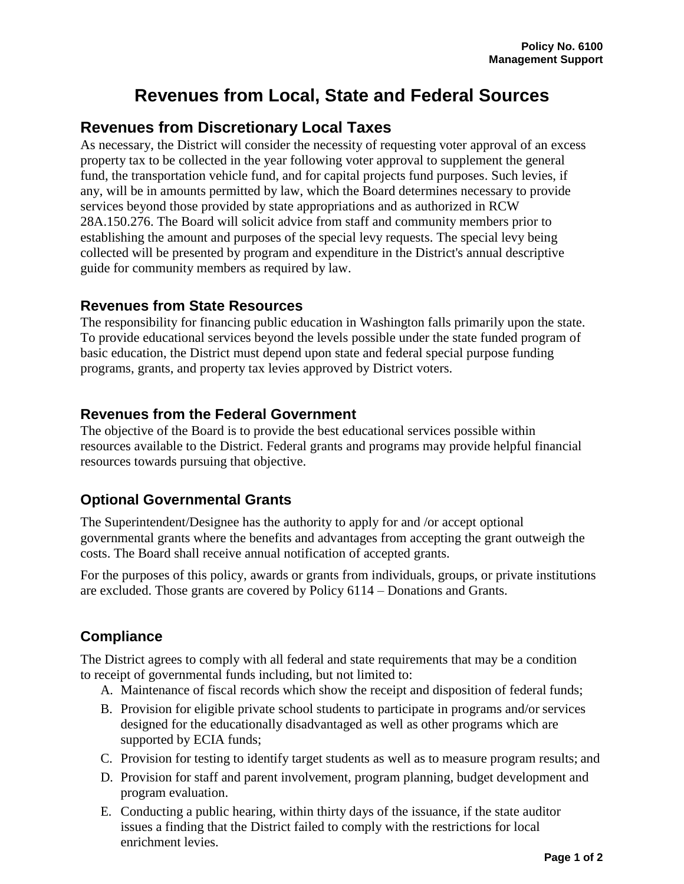**Policy No. 6100**
**Management Support**

# Revenues from Local, State and Federal Sources

## Revenues from Discretionary Local Taxes

As necessary, the District will consider the necessity of requesting voter approval of an excess property tax to be collected in the year following voter approval to supplement the general fund, the transportation vehicle fund, and for capital projects fund purposes. Such levies, if any, will be in amounts permitted by law, which the Board determines necessary to provide services beyond those provided by state appropriations and as authorized in RCW 28A.150.276. The Board will solicit advice from staff and community members prior to establishing the amount and purposes of the special levy requests. The special levy being collected will be presented by program and expenditure in the District's annual descriptive guide for community members as required by law.

### Revenues from State Resources

The responsibility for financing public education in Washington falls primarily upon the state. To provide educational services beyond the levels possible under the state funded program of basic education, the District must depend upon state and federal special purpose funding programs, grants, and property tax levies approved by District voters.

### Revenues from the Federal Government

The objective of the Board is to provide the best educational services possible within resources available to the District. Federal grants and programs may provide helpful financial resources towards pursuing that objective.

### Optional Governmental Grants

The Superintendent/Designee has the authority to apply for and /or accept optional governmental grants where the benefits and advantages from accepting the grant outweigh the costs. The Board shall receive annual notification of accepted grants.

For the purposes of this policy, awards or grants from individuals, groups, or private institutions are excluded. Those grants are covered by Policy 6114 – Donations and Grants.

### Compliance

The District agrees to comply with all federal and state requirements that may be a condition to receipt of governmental funds including, but not limited to:

A. Maintenance of fiscal records which show the receipt and disposition of federal funds;
B. Provision for eligible private school students to participate in programs and/or services designed for the educationally disadvantaged as well as other programs which are supported by ECIA funds;
C. Provision for testing to identify target students as well as to measure program results; and
D. Provision for staff and parent involvement, program planning, budget development and program evaluation.
E. Conducting a public hearing, within thirty days of the issuance, if the state auditor issues a finding that the District failed to comply with the restrictions for local enrichment levies.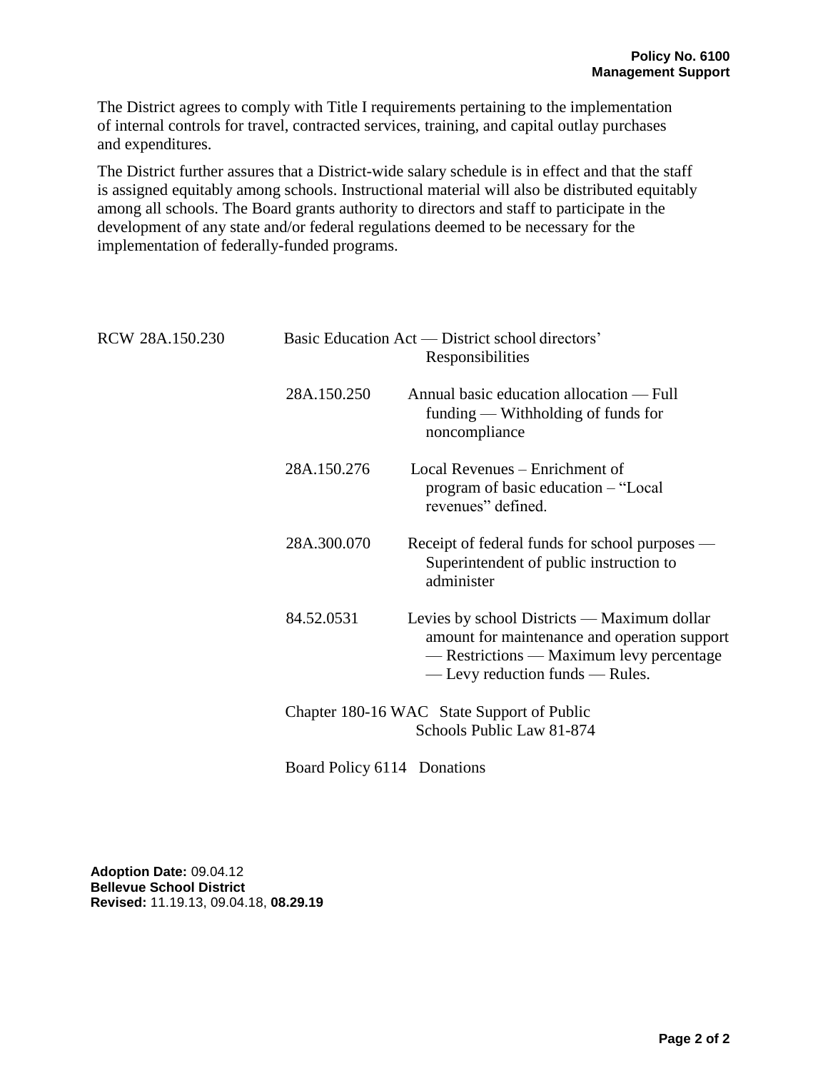The District agrees to comply with Title I requirements pertaining to the implementation of internal controls for travel, contracted services, training, and capital outlay purchases and expenditures.

The District further assures that a District-wide salary schedule is in effect and that the staff is assigned equitably among schools. Instructional material will also be distributed equitably among all schools. The Board grants authority to directors and staff to participate in the development of any state and/or federal regulations deemed to be necessary for the implementation of federally-funded programs.

| | | |
|---|---|---|
| RCW 28A.150.230 | Basic Education Act — District school directors' Responsibilities | |
| | 28A.150.250 | Annual basic education allocation — Full funding — Withholding of funds for noncompliance |
| | 28A.150.276 | Local Revenues – Enrichment of program of basic education – "Local revenues" defined. |
| | 28A.300.070 | Receipt of federal funds for school purposes — Superintendent of public instruction to administer |
| | 84.52.0531 | Levies by school Districts — Maximum dollar amount for maintenance and operation support — Restrictions — Maximum levy percentage — Levy reduction funds — Rules. |
| | Chapter 180-16 WAC | State Support of Public Schools Public Law 81-874 |
| | Board Policy 6114 | Donations |

**Adoption Date:** 09.04.12
**Bellevue School District**
**Revised:** 11.19.13, 09.04.18, **08.29.19**